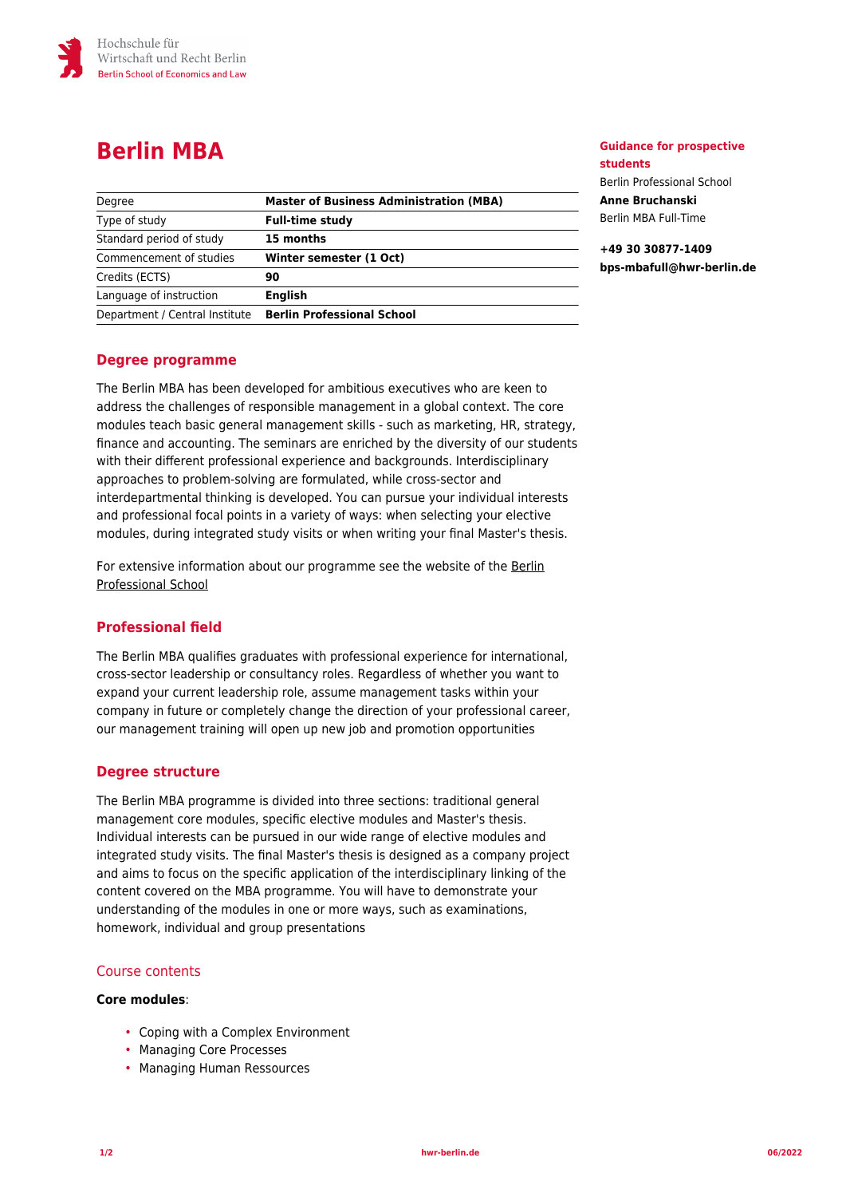Hochschule für Wirtschaft und Recht Berlin
Berlin School of Economics and Law

# Berlin MBA

| Degree | **Master of Business Administration (MBA)** |
|---|---|
| Type of study | **Full-time study** |
| Standard period of study | **15 months** |
| Commencement of studies | **Winter semester (1 Oct)** |
| Credits (ECTS) | **90** |
| Language of instruction | **English** |
| Department / Central Institute | **Berlin Professional School** |

**Guidance for prospective students**

Berlin Professional School
**Anne Bruchanski**
Berlin MBA Full-Time

**+49 30 30877-1409**
**bps-mbafull@hwr-berlin.de**

## Degree programme

The Berlin MBA has been developed for ambitious executives who are keen to address the challenges of responsible management in a global context. The core modules teach basic general management skills - such as marketing, HR, strategy, finance and accounting. The seminars are enriched by the diversity of our students with their different professional experience and backgrounds. Interdisciplinary approaches to problem-solving are formulated, while cross-sector and interdepartmental thinking is developed. You can pursue your individual interests and professional focal points in a variety of ways: when selecting your elective modules, during integrated study visits or when writing your final Master's thesis.

For extensive information about our programme see the website of the Berlin Professional School

## Professional field

The Berlin MBA qualifies graduates with professional experience for international, cross-sector leadership or consultancy roles. Regardless of whether you want to expand your current leadership role, assume management tasks within your company in future or completely change the direction of your professional career, our management training will open up new job and promotion opportunities

## Degree structure

The Berlin MBA programme is divided into three sections: traditional general management core modules, specific elective modules and Master's thesis. Individual interests can be pursued in our wide range of elective modules and integrated study visits. The final Master's thesis is designed as a company project and aims to focus on the specific application of the interdisciplinary linking of the content covered on the MBA programme. You will have to demonstrate your understanding of the modules in one or more ways, such as examinations, homework, individual and group presentations

### Course contents

**Core modules**:

- Coping with a Complex Environment
- Managing Core Processes
- Managing Human Ressources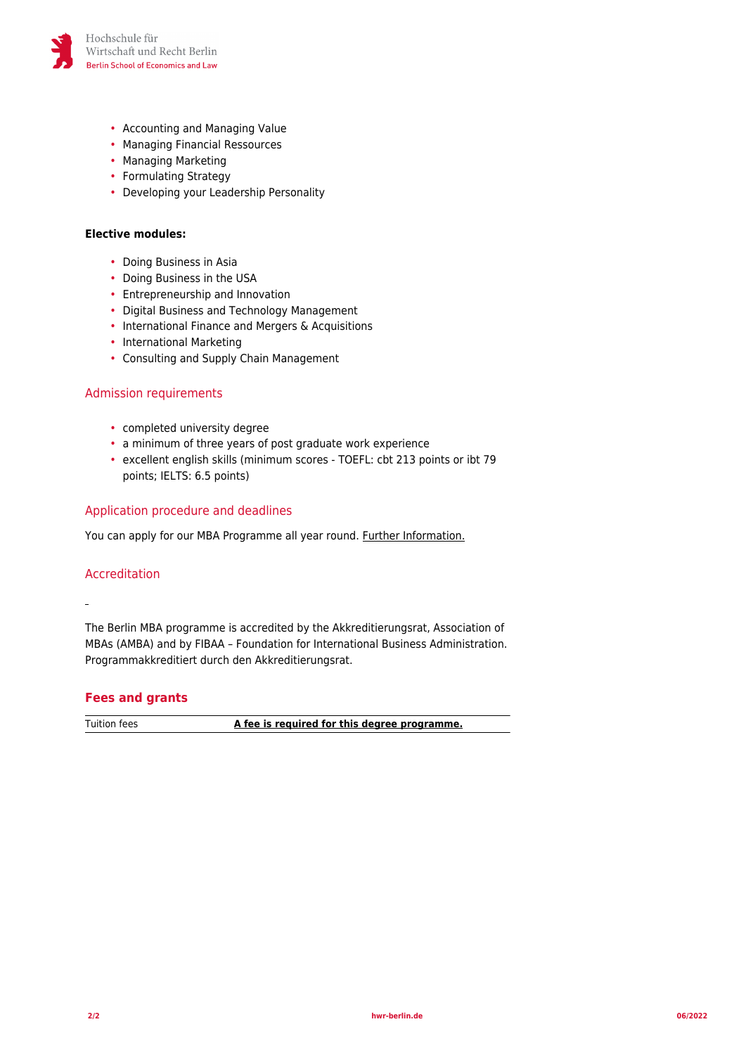- Accounting and Managing Value
- Managing Financial Ressources
- Managing Marketing
- Formulating Strategy
- Developing your Leadership Personality

**Elective modules:**

- Doing Business in Asia
- Doing Business in the USA
- Entrepreneurship and Innovation
- Digital Business and Technology Management
- International Finance and Mergers & Acquisitions
- International Marketing
- Consulting and Supply Chain Management

## Admission requirements

- completed university degree
- a minimum of three years of post graduate work experience
- excellent english skills (minimum scores - TOEFL: cbt 213 points or ibt 79 points; IELTS: 6.5 points)

## Application procedure and deadlines

You can apply for our MBA Programme all year round. Further Information.

## Accreditation

The Berlin MBA programme is accredited by the Akkreditierungsrat, Association of MBAs (AMBA) and by FIBAA – Foundation for International Business Administration. Programmakkreditiert durch den Akkreditierungsrat.

## Fees and grants

| | |
|---|---|
| Tuition fees | **A fee is required for this degree programme.** |